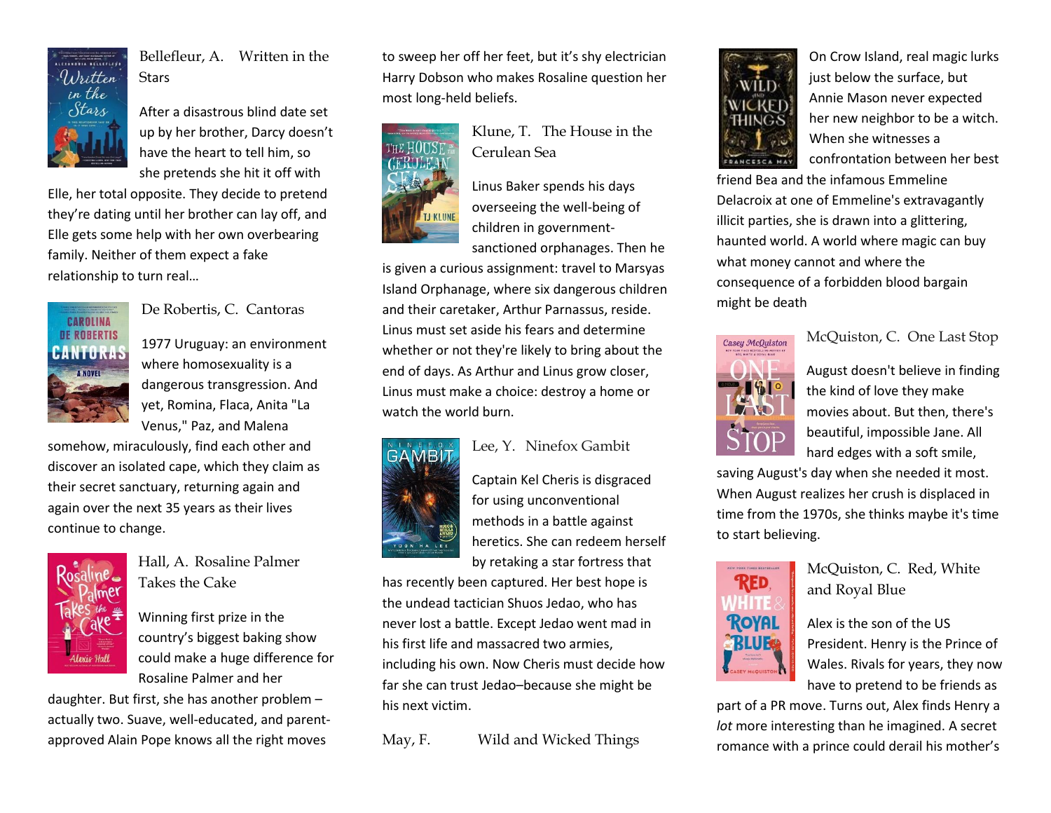Bellefleur, A. Written in the Stars

After a disastrous blind date set up by her brother, Darcy doesn't have the heart to tell him, so she pretends she hit it off with Elle, her total opposite. They decide to pretend they're dating until her brother can lay off, and Elle gets some help with her own overbearing family. Neither of them expect a fake relationship to turn real…

De Robertis, C. Cantoras

1977 Uruguay: an environment where homosexuality is a dangerous transgression. And yet, Romina, Flaca, Anita "La Venus," Paz, and Malena somehow, miraculously, find each other and discover an isolated cape, which they claim as their secret sanctuary, returning again and again over the next 35 years as their lives continue to change.

Hall, A. Rosaline Palmer Takes the Cake

Winning first prize in the country's biggest baking show could make a huge difference for Rosaline Palmer and her daughter. But first, she has another problem – actually two. Suave, well-educated, and parent-approved Alain Pope knows all the right moves to sweep her off her feet, but it's shy electrician Harry Dobson who makes Rosaline question her most long-held beliefs.

Klune, T. The House in the Cerulean Sea

Linus Baker spends his days overseeing the well-being of children in government-sanctioned orphanages. Then he is given a curious assignment: travel to Marsyas Island Orphanage, where six dangerous children and their caretaker, Arthur Parnassus, reside. Linus must set aside his fears and determine whether or not they're likely to bring about the end of days. As Arthur and Linus grow closer, Linus must make a choice: destroy a home or watch the world burn.

Lee, Y. Ninefox Gambit

Captain Kel Cheris is disgraced for using unconventional methods in a battle against heretics. She can redeem herself by retaking a star fortress that has recently been captured. Her best hope is the undead tactician Shuos Jedao, who has never lost a battle. Except Jedao went mad in his first life and massacred two armies, including his own. Now Cheris must decide how far she can trust Jedao–because she might be his next victim.

May, F. Wild and Wicked Things

On Crow Island, real magic lurks just below the surface, but Annie Mason never expected her new neighbor to be a witch. When she witnesses a confrontation between her best friend Bea and the infamous Emmeline Delacroix at one of Emmeline's extravagantly illicit parties, she is drawn into a glittering, haunted world. A world where magic can buy what money cannot and where the consequence of a forbidden blood bargain might be death

McQuiston, C. One Last Stop

August doesn't believe in finding the kind of love they make movies about. But then, there's beautiful, impossible Jane. All hard edges with a soft smile, saving August's day when she needed it most. When August realizes her crush is displaced in time from the 1970s, she thinks maybe it's time to start believing.

McQuiston, C. Red, White and Royal Blue

Alex is the son of the US President. Henry is the Prince of Wales. Rivals for years, they now have to pretend to be friends as part of a PR move. Turns out, Alex finds Henry a *lot* more interesting than he imagined. A secret romance with a prince could derail his mother's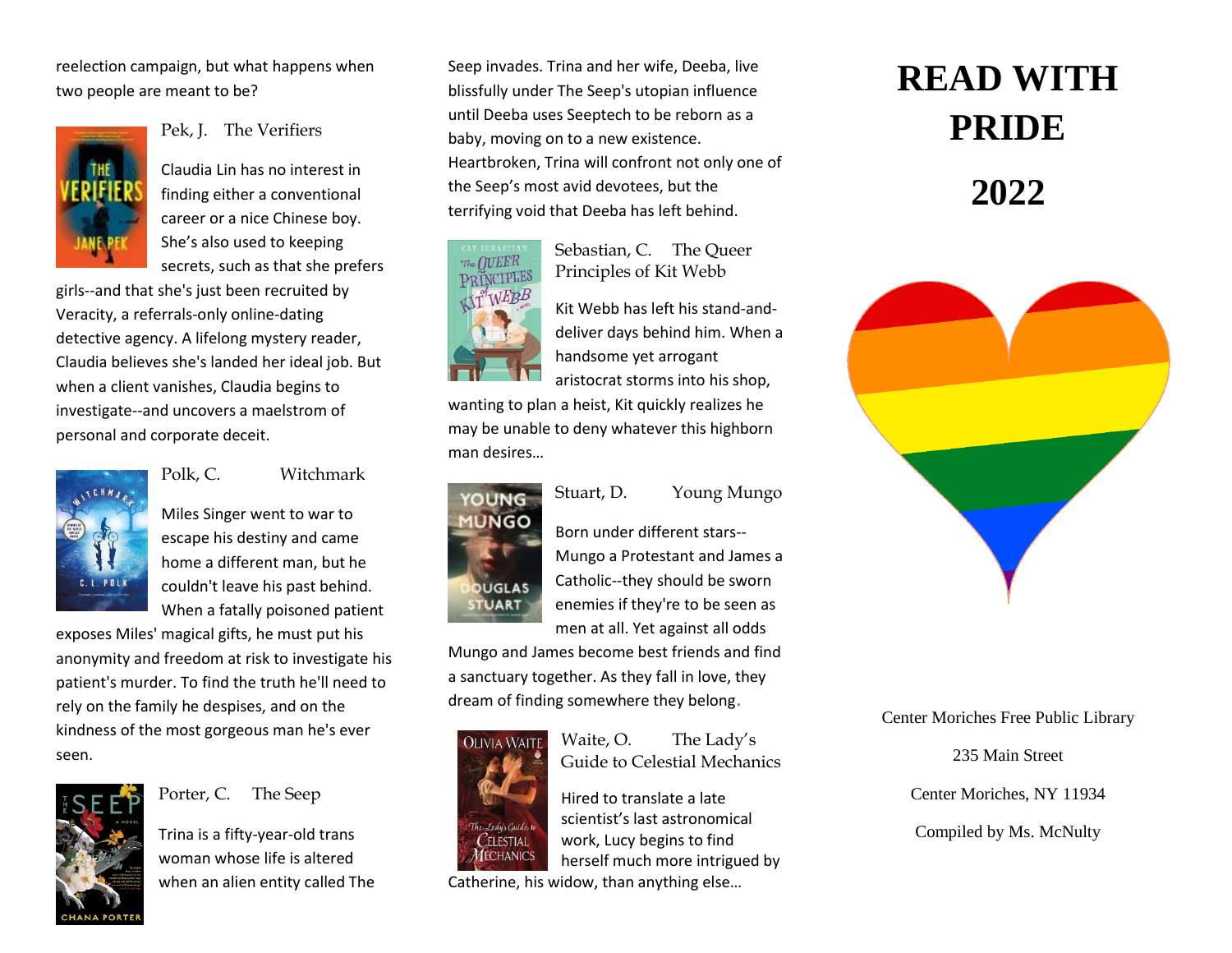reelection campaign, but what happens when two people are meant to be?

Pek, J. The Verifiers

Claudia Lin has no interest in finding either a conventional career or a nice Chinese boy. She's also used to keeping secrets, such as that she prefers girls--and that she's just been recruited by Veracity, a referrals-only online-dating detective agency. A lifelong mystery reader, Claudia believes she's landed her ideal job. But when a client vanishes, Claudia begins to investigate--and uncovers a maelstrom of personal and corporate deceit.

Polk, C. Witchmark

Miles Singer went to war to escape his destiny and came home a different man, but he couldn't leave his past behind. When a fatally poisoned patient exposes Miles' magical gifts, he must put his anonymity and freedom at risk to investigate his patient's murder. To find the truth he'll need to rely on the family he despises, and on the kindness of the most gorgeous man he's ever seen.

Porter, C. The Seep

Trina is a fifty-year-old trans woman whose life is altered when an alien entity called The Seep invades. Trina and her wife, Deeba, live blissfully under The Seep's utopian influence until Deeba uses Seeptech to be reborn as a baby, moving on to a new existence. Heartbroken, Trina will confront not only one of the Seep's most avid devotees, but the terrifying void that Deeba has left behind.

Sebastian, C. The Queer Principles of Kit Webb

Kit Webb has left his stand-and-deliver days behind him. When a handsome yet arrogant aristocrat storms into his shop, wanting to plan a heist, Kit quickly realizes he may be unable to deny whatever this highborn man desires…

Stuart, D. Young Mungo

Born under different stars--Mungo a Protestant and James a Catholic--they should be sworn enemies if they're to be seen as men at all. Yet against all odds Mungo and James become best friends and find a sanctuary together. As they fall in love, they dream of finding somewhere they belong.

Waite, O. The Lady's Guide to Celestial Mechanics

Hired to translate a late scientist's last astronomical work, Lucy begins to find herself much more intrigued by Catherine, his widow, than anything else…

# READ WITH PRIDE

# 2022

Center Moriches Free Public Library

235 Main Street

Center Moriches, NY 11934

Compiled by Ms. McNulty